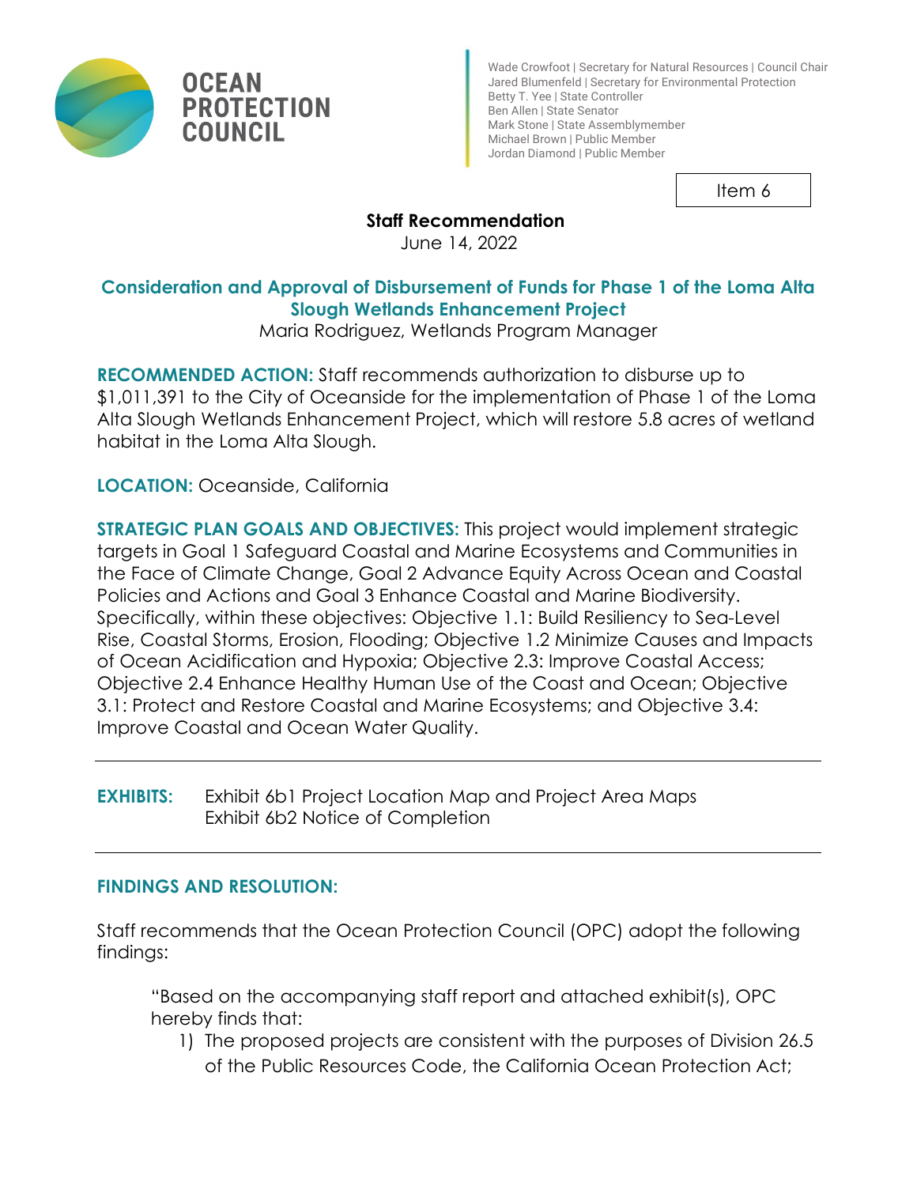OCEAN PROTECTION COUNCIL

Wade Crowfoot | Secretary for Natural Resources | Council Chair
Jared Blumenfeld | Secretary for Environmental Protection
Betty T. Yee | State Controller
Ben Allen | State Senator
Mark Stone | State Assemblymember
Michael Brown | Public Member
Jordan Diamond | Public Member

Item 6

**Staff Recommendation**
June 14, 2022

## Consideration and Approval of Disbursement of Funds for Phase 1 of the Loma Alta Slough Wetlands Enhancement Project

Maria Rodriguez, Wetlands Program Manager

**RECOMMENDED ACTION:** Staff recommends authorization to disburse up to $1,011,391 to the City of Oceanside for the implementation of Phase 1 of the Loma Alta Slough Wetlands Enhancement Project, which will restore 5.8 acres of wetland habitat in the Loma Alta Slough.

**LOCATION:** Oceanside, California

**STRATEGIC PLAN GOALS AND OBJECTIVES:** This project would implement strategic targets in Goal 1 Safeguard Coastal and Marine Ecosystems and Communities in the Face of Climate Change, Goal 2 Advance Equity Across Ocean and Coastal Policies and Actions and Goal 3 Enhance Coastal and Marine Biodiversity. Specifically, within these objectives: Objective 1.1: Build Resiliency to Sea-Level Rise, Coastal Storms, Erosion, Flooding; Objective 1.2 Minimize Causes and Impacts of Ocean Acidification and Hypoxia; Objective 2.3: Improve Coastal Access; Objective 2.4 Enhance Healthy Human Use of the Coast and Ocean; Objective 3.1: Protect and Restore Coastal and Marine Ecosystems; and Objective 3.4: Improve Coastal and Ocean Water Quality.

---

**EXHIBITS:** Exhibit 6b1 Project Location Map and Project Area Maps
Exhibit 6b2 Notice of Completion

---

**FINDINGS AND RESOLUTION:**

Staff recommends that the Ocean Protection Council (OPC) adopt the following findings:

"Based on the accompanying staff report and attached exhibit(s), OPC hereby finds that:

1) The proposed projects are consistent with the purposes of Division 26.5 of the Public Resources Code, the California Ocean Protection Act;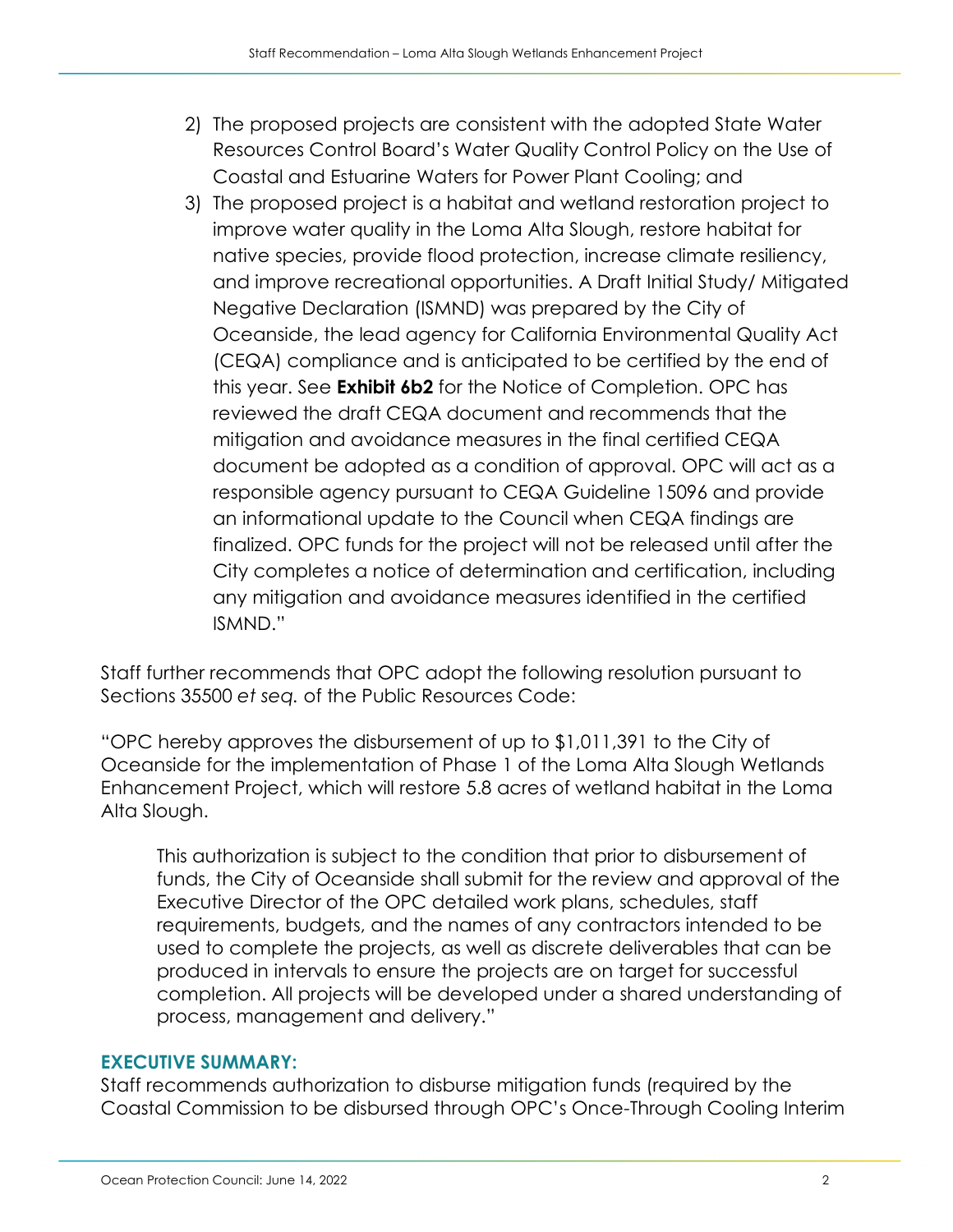2) The proposed projects are consistent with the adopted State Water Resources Control Board's Water Quality Control Policy on the Use of Coastal and Estuarine Waters for Power Plant Cooling; and
3) The proposed project is a habitat and wetland restoration project to improve water quality in the Loma Alta Slough, restore habitat for native species, provide flood protection, increase climate resiliency, and improve recreational opportunities. A Draft Initial Study/ Mitigated Negative Declaration (ISMND) was prepared by the City of Oceanside, the lead agency for California Environmental Quality Act (CEQA) compliance and is anticipated to be certified by the end of this year. See **Exhibit 6b2** for the Notice of Completion. OPC has reviewed the draft CEQA document and recommends that the mitigation and avoidance measures in the final certified CEQA document be adopted as a condition of approval. OPC will act as a responsible agency pursuant to CEQA Guideline 15096 and provide an informational update to the Council when CEQA findings are finalized. OPC funds for the project will not be released until after the City completes a notice of determination and certification, including any mitigation and avoidance measures identified in the certified ISMND."

Staff further recommends that OPC adopt the following resolution pursuant to Sections 35500 *et seq.* of the Public Resources Code:

"OPC hereby approves the disbursement of up to $1,011,391 to the City of Oceanside for the implementation of Phase 1 of the Loma Alta Slough Wetlands Enhancement Project, which will restore 5.8 acres of wetland habitat in the Loma Alta Slough.

> This authorization is subject to the condition that prior to disbursement of funds, the City of Oceanside shall submit for the review and approval of the Executive Director of the OPC detailed work plans, schedules, staff requirements, budgets, and the names of any contractors intended to be used to complete the projects, as well as discrete deliverables that can be produced in intervals to ensure the projects are on target for successful completion. All projects will be developed under a shared understanding of process, management and delivery."

### EXECUTIVE SUMMARY:

Staff recommends authorization to disburse mitigation funds (required by the Coastal Commission to be disbursed through OPC's Once-Through Cooling Interim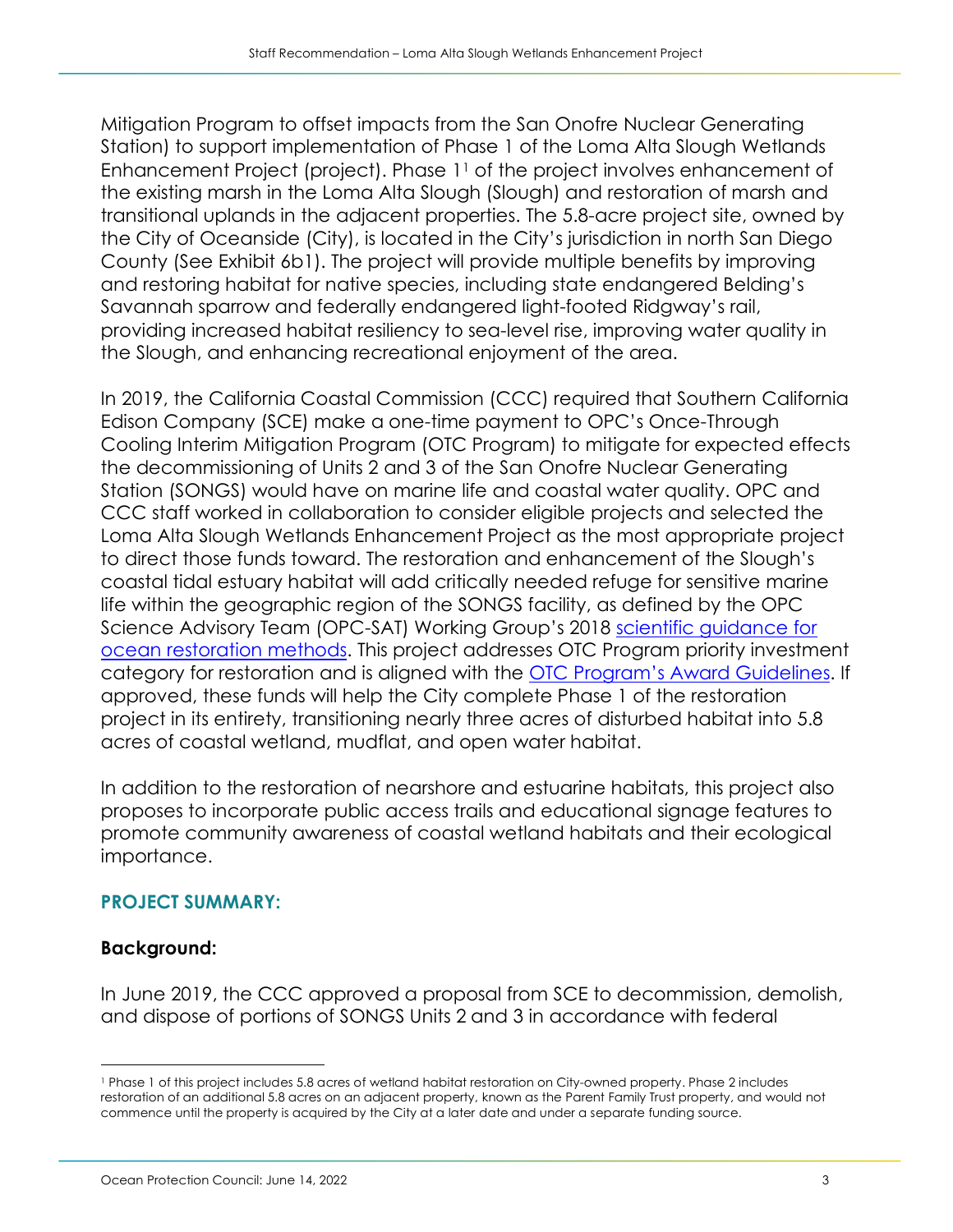Mitigation Program to offset impacts from the San Onofre Nuclear Generating Station) to support implementation of Phase 1 of the Loma Alta Slough Wetlands Enhancement Project (project). Phase 1[1] of the project involves enhancement of the existing marsh in the Loma Alta Slough (Slough) and restoration of marsh and transitional uplands in the adjacent properties. The 5.8-acre project site, owned by the City of Oceanside (City), is located in the City's jurisdiction in north San Diego County (See Exhibit 6b1). The project will provide multiple benefits by improving and restoring habitat for native species, including state endangered Belding's Savannah sparrow and federally endangered light-footed Ridgway's rail, providing increased habitat resiliency to sea-level rise, improving water quality in the Slough, and enhancing recreational enjoyment of the area.

In 2019, the California Coastal Commission (CCC) required that Southern California Edison Company (SCE) make a one-time payment to OPC's Once-Through Cooling Interim Mitigation Program (OTC Program) to mitigate for expected effects the decommissioning of Units 2 and 3 of the San Onofre Nuclear Generating Station (SONGS) would have on marine life and coastal water quality. OPC and CCC staff worked in collaboration to consider eligible projects and selected the Loma Alta Slough Wetlands Enhancement Project as the most appropriate project to direct those funds toward. The restoration and enhancement of the Slough's coastal tidal estuary habitat will add critically needed refuge for sensitive marine life within the geographic region of the SONGS facility, as defined by the OPC Science Advisory Team (OPC-SAT) Working Group's 2018 scientific guidance for ocean restoration methods. This project addresses OTC Program priority investment category for restoration and is aligned with the OTC Program's Award Guidelines. If approved, these funds will help the City complete Phase 1 of the restoration project in its entirety, transitioning nearly three acres of disturbed habitat into 5.8 acres of coastal wetland, mudflat, and open water habitat.

In addition to the restoration of nearshore and estuarine habitats, this project also proposes to incorporate public access trails and educational signage features to promote community awareness of coastal wetland habitats and their ecological importance.

## PROJECT SUMMARY:

### Background:

In June 2019, the CCC approved a proposal from SCE to decommission, demolish, and dispose of portions of SONGS Units 2 and 3 in accordance with federal

[1] Phase 1 of this project includes 5.8 acres of wetland habitat restoration on City-owned property. Phase 2 includes restoration of an additional 5.8 acres on an adjacent property, known as the Parent Family Trust property, and would not commence until the property is acquired by the City at a later date and under a separate funding source.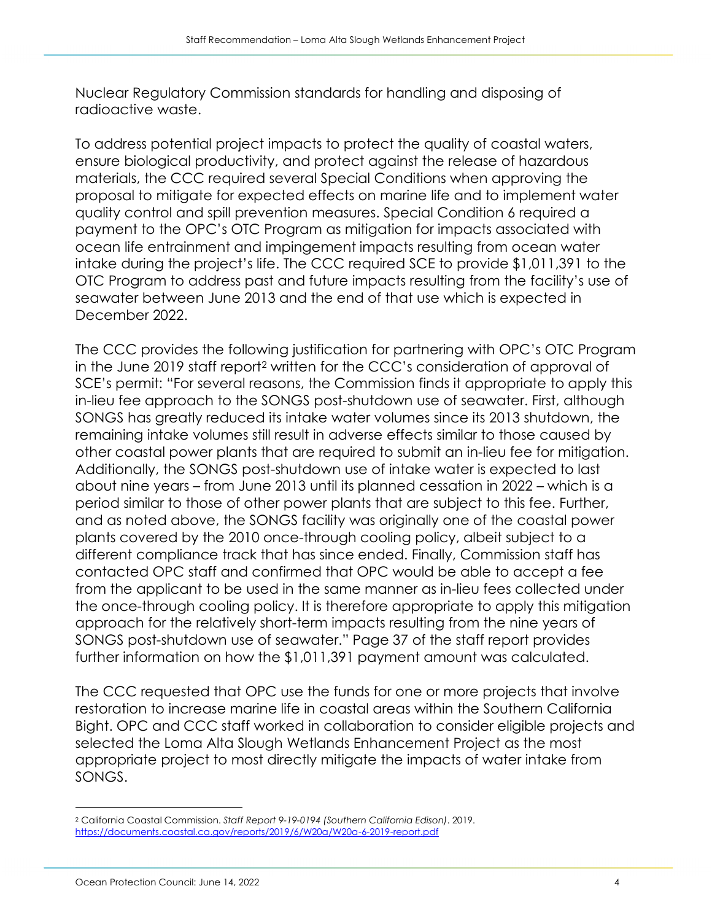Nuclear Regulatory Commission standards for handling and disposing of radioactive waste.

To address potential project impacts to protect the quality of coastal waters, ensure biological productivity, and protect against the release of hazardous materials, the CCC required several Special Conditions when approving the proposal to mitigate for expected effects on marine life and to implement water quality control and spill prevention measures. Special Condition 6 required a payment to the OPC's OTC Program as mitigation for impacts associated with ocean life entrainment and impingement impacts resulting from ocean water intake during the project's life. The CCC required SCE to provide $1,011,391 to the OTC Program to address past and future impacts resulting from the facility's use of seawater between June 2013 and the end of that use which is expected in December 2022.

The CCC provides the following justification for partnering with OPC's OTC Program in the June 2019 staff report[2] written for the CCC's consideration of approval of SCE's permit: "For several reasons, the Commission finds it appropriate to apply this in-lieu fee approach to the SONGS post-shutdown use of seawater. First, although SONGS has greatly reduced its intake water volumes since its 2013 shutdown, the remaining intake volumes still result in adverse effects similar to those caused by other coastal power plants that are required to submit an in-lieu fee for mitigation. Additionally, the SONGS post-shutdown use of intake water is expected to last about nine years – from June 2013 until its planned cessation in 2022 – which is a period similar to those of other power plants that are subject to this fee. Further, and as noted above, the SONGS facility was originally one of the coastal power plants covered by the 2010 once-through cooling policy, albeit subject to a different compliance track that has since ended. Finally, Commission staff has contacted OPC staff and confirmed that OPC would be able to accept a fee from the applicant to be used in the same manner as in-lieu fees collected under the once-through cooling policy. It is therefore appropriate to apply this mitigation approach for the relatively short-term impacts resulting from the nine years of SONGS post-shutdown use of seawater." Page 37 of the staff report provides further information on how the $1,011,391 payment amount was calculated.

The CCC requested that OPC use the funds for one or more projects that involve restoration to increase marine life in coastal areas within the Southern California Bight. OPC and CCC staff worked in collaboration to consider eligible projects and selected the Loma Alta Slough Wetlands Enhancement Project as the most appropriate project to most directly mitigate the impacts of water intake from SONGS.

---

[2] California Coastal Commission. *Staff Report 9-19-0194 (Southern California Edison)*. 2019. https://documents.coastal.ca.gov/reports/2019/6/W20a/W20a-6-2019-report.pdf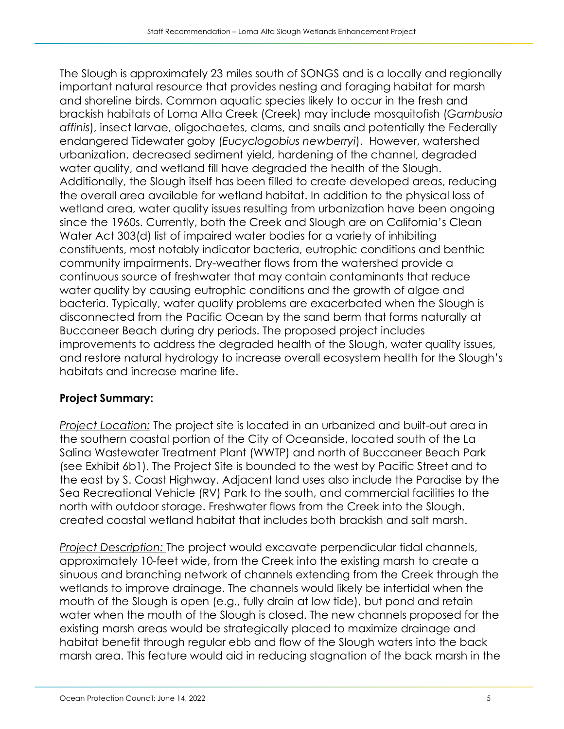The Slough is approximately 23 miles south of SONGS and is a locally and regionally important natural resource that provides nesting and foraging habitat for marsh and shoreline birds. Common aquatic species likely to occur in the fresh and brackish habitats of Loma Alta Creek (Creek) may include mosquitofish (*Gambusia affinis*), insect larvae, oligochaetes, clams, and snails and potentially the Federally endangered Tidewater goby (*Eucyclogobius newberryi*). However, watershed urbanization, decreased sediment yield, hardening of the channel, degraded water quality, and wetland fill have degraded the health of the Slough. Additionally, the Slough itself has been filled to create developed areas, reducing the overall area available for wetland habitat. In addition to the physical loss of wetland area, water quality issues resulting from urbanization have been ongoing since the 1960s. Currently, both the Creek and Slough are on California's Clean Water Act 303(d) list of impaired water bodies for a variety of inhibiting constituents, most notably indicator bacteria, eutrophic conditions and benthic community impairments. Dry-weather flows from the watershed provide a continuous source of freshwater that may contain contaminants that reduce water quality by causing eutrophic conditions and the growth of algae and bacteria. Typically, water quality problems are exacerbated when the Slough is disconnected from the Pacific Ocean by the sand berm that forms naturally at Buccaneer Beach during dry periods. The proposed project includes improvements to address the degraded health of the Slough, water quality issues, and restore natural hydrology to increase overall ecosystem health for the Slough's habitats and increase marine life.

**Project Summary:**

*Project Location:* The project site is located in an urbanized and built-out area in the southern coastal portion of the City of Oceanside, located south of the La Salina Wastewater Treatment Plant (WWTP) and north of Buccaneer Beach Park (see Exhibit 6b1). The Project Site is bounded to the west by Pacific Street and to the east by S. Coast Highway. Adjacent land uses also include the Paradise by the Sea Recreational Vehicle (RV) Park to the south, and commercial facilities to the north with outdoor storage. Freshwater flows from the Creek into the Slough, created coastal wetland habitat that includes both brackish and salt marsh.

*Project Description:* The project would excavate perpendicular tidal channels, approximately 10-feet wide, from the Creek into the existing marsh to create a sinuous and branching network of channels extending from the Creek through the wetlands to improve drainage. The channels would likely be intertidal when the mouth of the Slough is open (e.g., fully drain at low tide), but pond and retain water when the mouth of the Slough is closed. The new channels proposed for the existing marsh areas would be strategically placed to maximize drainage and habitat benefit through regular ebb and flow of the Slough waters into the back marsh area. This feature would aid in reducing stagnation of the back marsh in the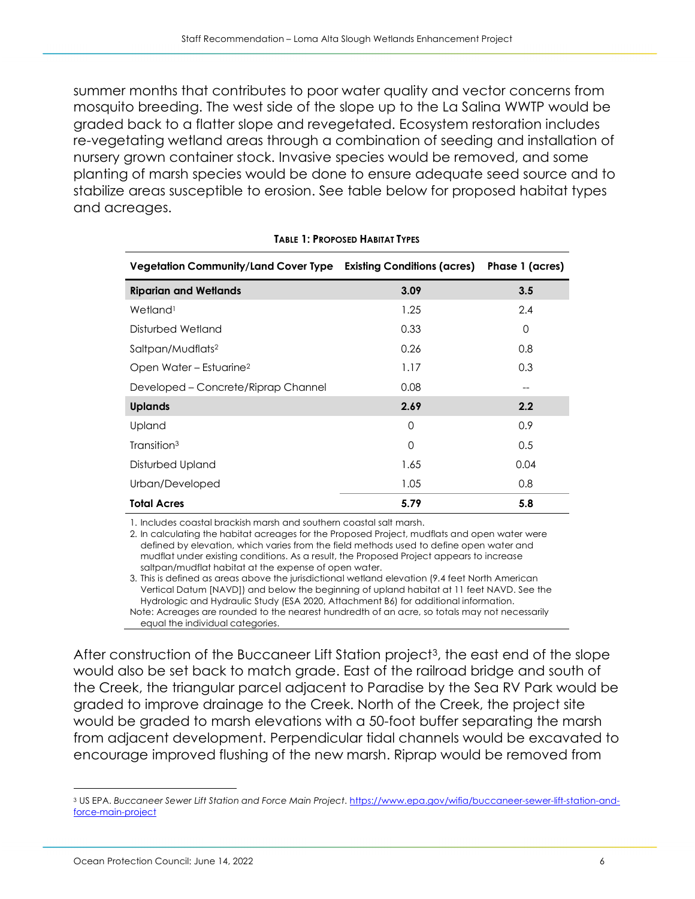summer months that contributes to poor water quality and vector concerns from mosquito breeding. The west side of the slope up to the La Salina WWTP would be graded back to a flatter slope and revegetated. Ecosystem restoration includes re-vegetating wetland areas through a combination of seeding and installation of nursery grown container stock. Invasive species would be removed, and some planting of marsh species would be done to ensure adequate seed source and to stabilize areas susceptible to erosion. See table below for proposed habitat types and acreages.

**Table 1: Proposed Habitat Types**

| Vegetation Community/Land Cover Type | Existing Conditions (acres) | Phase 1 (acres) |
|---|---|---|
| **Riparian and Wetlands** | **3.09** | **3.5** |
| Wetland[1] | 1.25 | 2.4 |
| Disturbed Wetland | 0.33 | 0 |
| Saltpan/Mudflats[2] | 0.26 | 0.8 |
| Open Water – Estuarine[2] | 1.17 | 0.3 |
| Developed – Concrete/Riprap Channel | 0.08 | -- |
| **Uplands** | **2.69** | **2.2** |
| Upland | 0 | 0.9 |
| Transition[3] | 0 | 0.5 |
| Disturbed Upland | 1.65 | 0.04 |
| Urban/Developed | 1.05 | 0.8 |
| **Total Acres** | **5.79** | **5.8** |

1. Includes coastal brackish marsh and southern coastal salt marsh.
2. In calculating the habitat acreages for the Proposed Project, mudflats and open water were defined by elevation, which varies from the field methods used to define open water and mudflat under existing conditions. As a result, the Proposed Project appears to increase saltpan/mudflat habitat at the expense of open water.
3. This is defined as areas above the jurisdictional wetland elevation (9.4 feet North American Vertical Datum [NAVD]) and below the beginning of upland habitat at 11 feet NAVD. See the Hydrologic and Hydraulic Study (ESA 2020, Attachment B6) for additional information.

Note: Acreages are rounded to the nearest hundredth of an acre, so totals may not necessarily equal the individual categories.

After construction of the Buccaneer Lift Station project[3], the east end of the slope would also be set back to match grade. East of the railroad bridge and south of the Creek, the triangular parcel adjacent to Paradise by the Sea RV Park would be graded to improve drainage to the Creek. North of the Creek, the project site would be graded to marsh elevations with a 50-foot buffer separating the marsh from adjacent development. Perpendicular tidal channels would be excavated to encourage improved flushing of the new marsh. Riprap would be removed from

---

[3] US EPA. *Buccaneer Sewer Lift Station and Force Main Project*. https://www.epa.gov/wifia/buccaneer-sewer-lift-station-and-force-main-project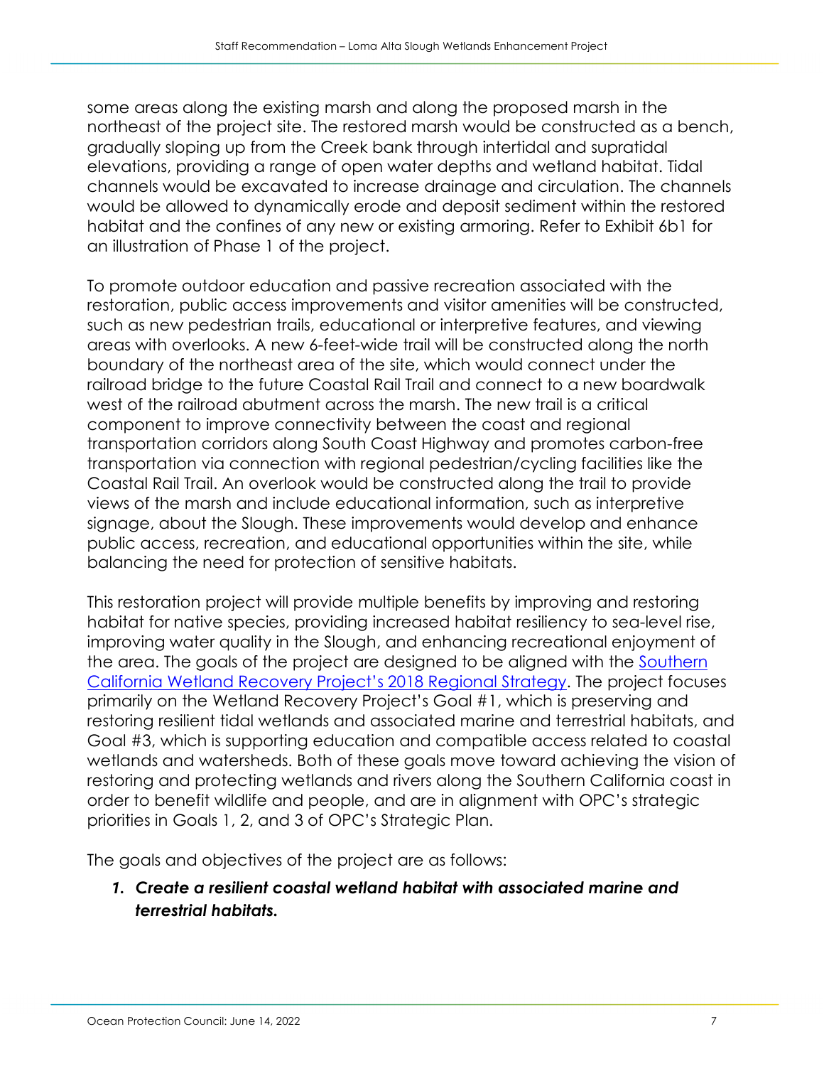some areas along the existing marsh and along the proposed marsh in the northeast of the project site. The restored marsh would be constructed as a bench, gradually sloping up from the Creek bank through intertidal and supratidal elevations, providing a range of open water depths and wetland habitat. Tidal channels would be excavated to increase drainage and circulation. The channels would be allowed to dynamically erode and deposit sediment within the restored habitat and the confines of any new or existing armoring. Refer to Exhibit 6b1 for an illustration of Phase 1 of the project.

To promote outdoor education and passive recreation associated with the restoration, public access improvements and visitor amenities will be constructed, such as new pedestrian trails, educational or interpretive features, and viewing areas with overlooks. A new 6-feet-wide trail will be constructed along the north boundary of the northeast area of the site, which would connect under the railroad bridge to the future Coastal Rail Trail and connect to a new boardwalk west of the railroad abutment across the marsh. The new trail is a critical component to improve connectivity between the coast and regional transportation corridors along South Coast Highway and promotes carbon-free transportation via connection with regional pedestrian/cycling facilities like the Coastal Rail Trail. An overlook would be constructed along the trail to provide views of the marsh and include educational information, such as interpretive signage, about the Slough. These improvements would develop and enhance public access, recreation, and educational opportunities within the site, while balancing the need for protection of sensitive habitats.

This restoration project will provide multiple benefits by improving and restoring habitat for native species, providing increased habitat resiliency to sea-level rise, improving water quality in the Slough, and enhancing recreational enjoyment of the area. The goals of the project are designed to be aligned with the Southern California Wetland Recovery Project's 2018 Regional Strategy. The project focuses primarily on the Wetland Recovery Project's Goal #1, which is preserving and restoring resilient tidal wetlands and associated marine and terrestrial habitats, and Goal #3, which is supporting education and compatible access related to coastal wetlands and watersheds. Both of these goals move toward achieving the vision of restoring and protecting wetlands and rivers along the Southern California coast in order to benefit wildlife and people, and are in alignment with OPC's strategic priorities in Goals 1, 2, and 3 of OPC's Strategic Plan.

The goals and objectives of the project are as follows:

1. ***Create a resilient coastal wetland habitat with associated marine and terrestrial habitats.***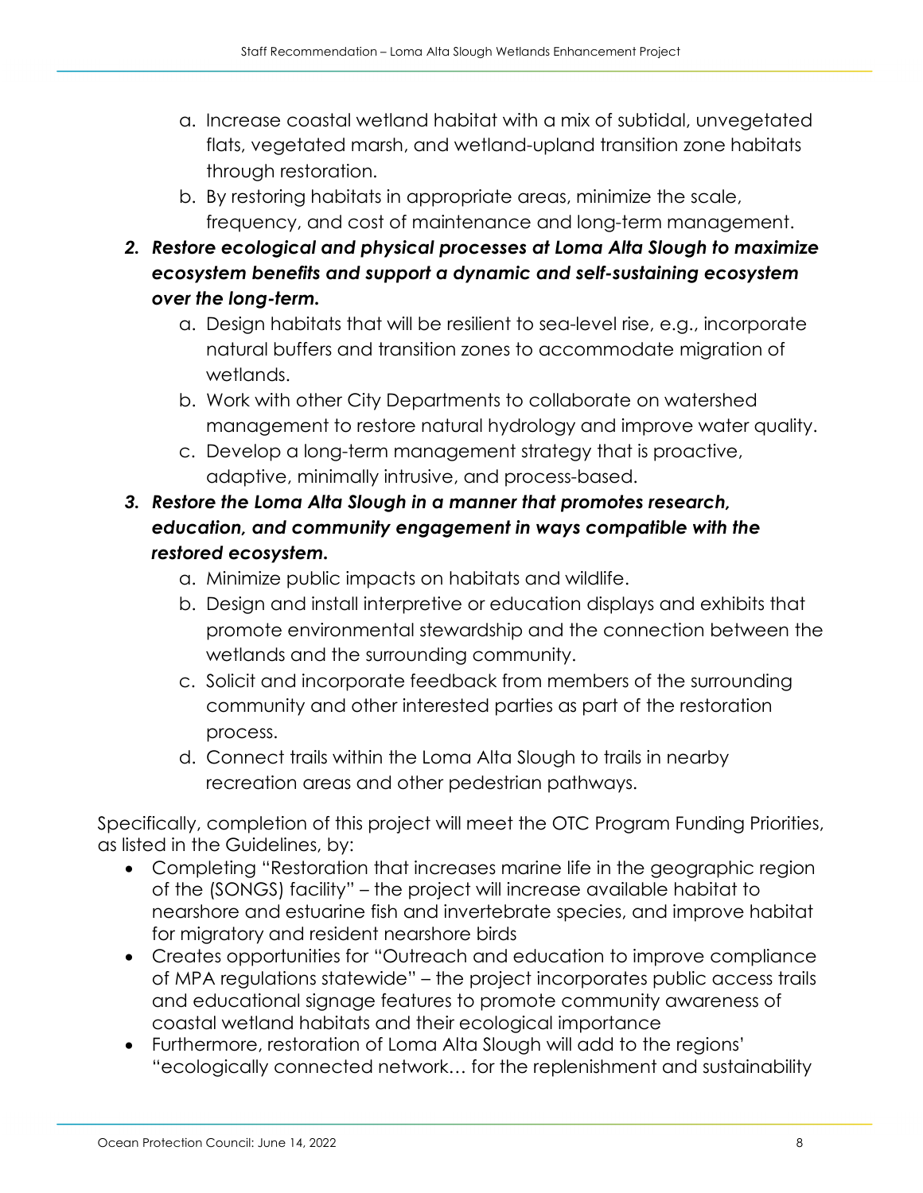a. Increase coastal wetland habitat with a mix of subtidal, unvegetated flats, vegetated marsh, and wetland-upland transition zone habitats through restoration.
    b. By restoring habitats in appropriate areas, minimize the scale, frequency, and cost of maintenance and long-term management.
2. ***Restore ecological and physical processes at Loma Alta Slough to maximize ecosystem benefits and support a dynamic and self-sustaining ecosystem over the long-term.***
    a. Design habitats that will be resilient to sea-level rise, e.g., incorporate natural buffers and transition zones to accommodate migration of wetlands.
    b. Work with other City Departments to collaborate on watershed management to restore natural hydrology and improve water quality.
    c. Develop a long-term management strategy that is proactive, adaptive, minimally intrusive, and process-based.
3. ***Restore the Loma Alta Slough in a manner that promotes research, education, and community engagement in ways compatible with the restored ecosystem.***
    a. Minimize public impacts on habitats and wildlife.
    b. Design and install interpretive or education displays and exhibits that promote environmental stewardship and the connection between the wetlands and the surrounding community.
    c. Solicit and incorporate feedback from members of the surrounding community and other interested parties as part of the restoration process.
    d. Connect trails within the Loma Alta Slough to trails in nearby recreation areas and other pedestrian pathways.

Specifically, completion of this project will meet the OTC Program Funding Priorities, as listed in the Guidelines, by:

- Completing "Restoration that increases marine life in the geographic region of the (SONGS) facility" – the project will increase available habitat to nearshore and estuarine fish and invertebrate species, and improve habitat for migratory and resident nearshore birds
- Creates opportunities for "Outreach and education to improve compliance of MPA regulations statewide" – the project incorporates public access trails and educational signage features to promote community awareness of coastal wetland habitats and their ecological importance
- Furthermore, restoration of Loma Alta Slough will add to the regions' "ecologically connected network… for the replenishment and sustainability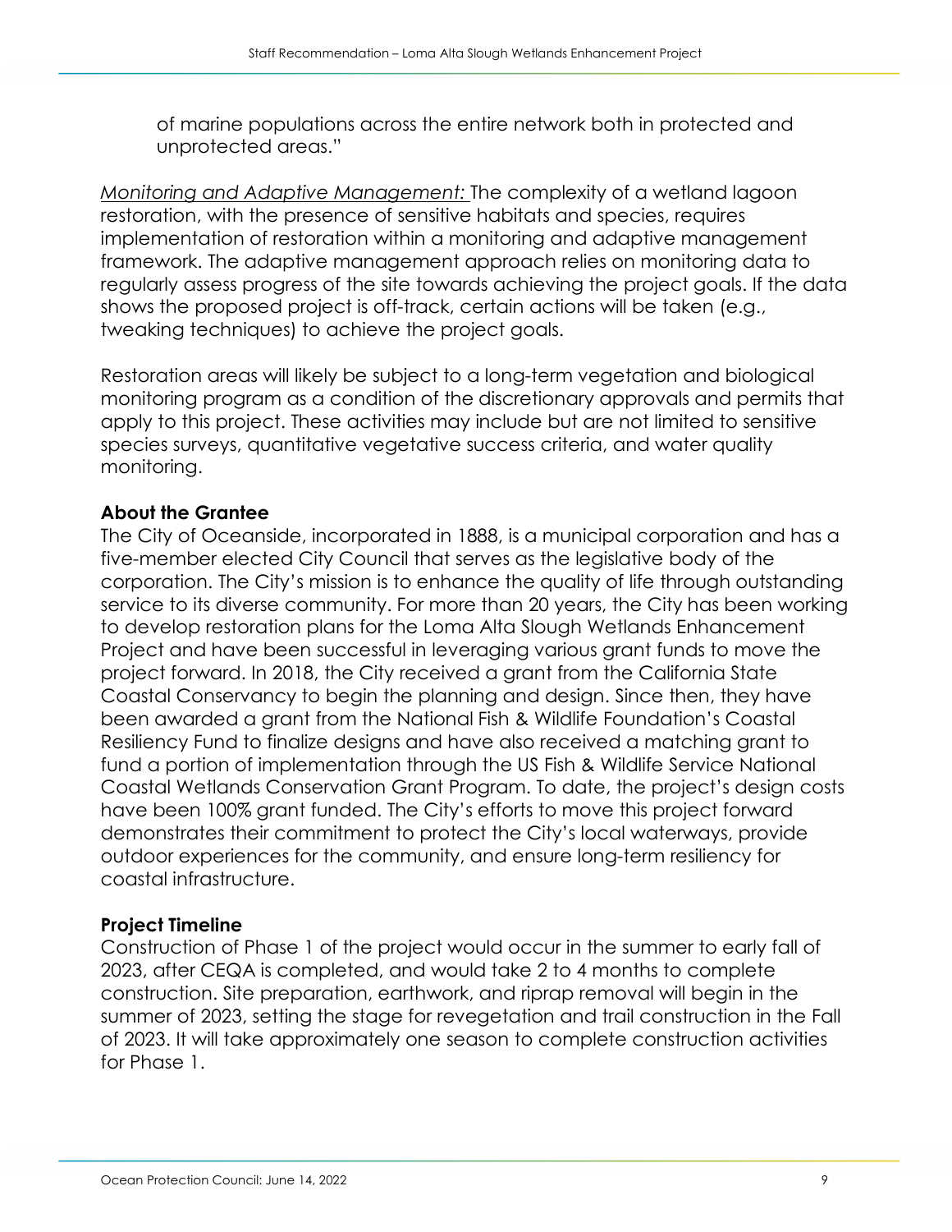of marine populations across the entire network both in protected and unprotected areas."

_Monitoring and Adaptive Management:_ The complexity of a wetland lagoon restoration, with the presence of sensitive habitats and species, requires implementation of restoration within a monitoring and adaptive management framework. The adaptive management approach relies on monitoring data to regularly assess progress of the site towards achieving the project goals. If the data shows the proposed project is off-track, certain actions will be taken (e.g., tweaking techniques) to achieve the project goals.

Restoration areas will likely be subject to a long-term vegetation and biological monitoring program as a condition of the discretionary approvals and permits that apply to this project. These activities may include but are not limited to sensitive species surveys, quantitative vegetative success criteria, and water quality monitoring.

**About the Grantee**

The City of Oceanside, incorporated in 1888, is a municipal corporation and has a five-member elected City Council that serves as the legislative body of the corporation. The City's mission is to enhance the quality of life through outstanding service to its diverse community. For more than 20 years, the City has been working to develop restoration plans for the Loma Alta Slough Wetlands Enhancement Project and have been successful in leveraging various grant funds to move the project forward. In 2018, the City received a grant from the California State Coastal Conservancy to begin the planning and design. Since then, they have been awarded a grant from the National Fish & Wildlife Foundation's Coastal Resiliency Fund to finalize designs and have also received a matching grant to fund a portion of implementation through the US Fish & Wildlife Service National Coastal Wetlands Conservation Grant Program. To date, the project's design costs have been 100% grant funded. The City's efforts to move this project forward demonstrates their commitment to protect the City's local waterways, provide outdoor experiences for the community, and ensure long-term resiliency for coastal infrastructure.

**Project Timeline**

Construction of Phase 1 of the project would occur in the summer to early fall of 2023, after CEQA is completed, and would take 2 to 4 months to complete construction. Site preparation, earthwork, and riprap removal will begin in the summer of 2023, setting the stage for revegetation and trail construction in the Fall of 2023. It will take approximately one season to complete construction activities for Phase 1.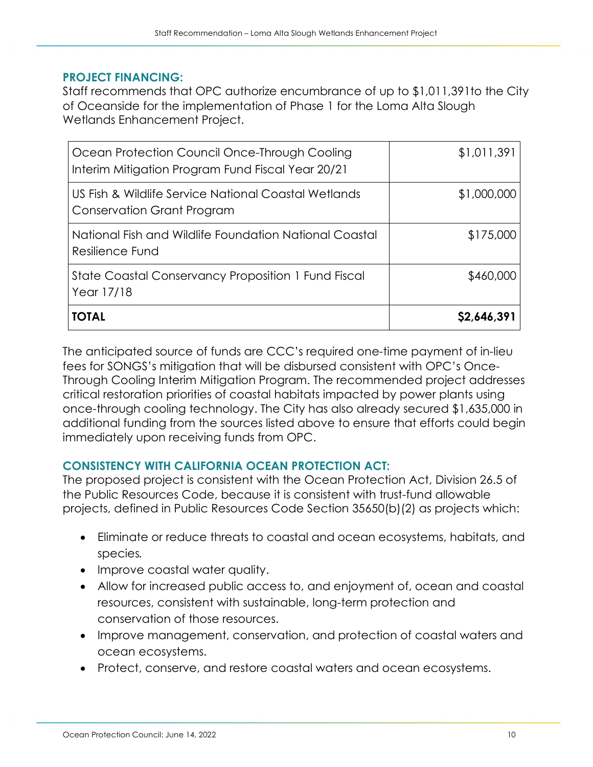**PROJECT FINANCING:**

Staff recommends that OPC authorize encumbrance of up to $1,011,391to the City of Oceanside for the implementation of Phase 1 for the Loma Alta Slough Wetlands Enhancement Project.

| | |
|---|---:|
| Ocean Protection Council Once-Through Cooling Interim Mitigation Program Fund Fiscal Year 20/21 | $1,011,391 |
| US Fish & Wildlife Service National Coastal Wetlands Conservation Grant Program | $1,000,000 |
| National Fish and Wildlife Foundation National Coastal Resilience Fund | $175,000 |
| State Coastal Conservancy Proposition 1 Fund Fiscal Year 17/18 | $460,000 |
| **TOTAL** | **$2,646,391** |

The anticipated source of funds are CCC's required one-time payment of in-lieu fees for SONGS's mitigation that will be disbursed consistent with OPC's Once-Through Cooling Interim Mitigation Program. The recommended project addresses critical restoration priorities of coastal habitats impacted by power plants using once-through cooling technology. The City has also already secured $1,635,000 in additional funding from the sources listed above to ensure that efforts could begin immediately upon receiving funds from OPC.

**CONSISTENCY WITH CALIFORNIA OCEAN PROTECTION ACT:**

The proposed project is consistent with the Ocean Protection Act, Division 26.5 of the Public Resources Code, because it is consistent with trust-fund allowable projects, defined in Public Resources Code Section 35650(b)(2) as projects which:

- Eliminate or reduce threats to coastal and ocean ecosystems, habitats, and species.
- Improve coastal water quality.
- Allow for increased public access to, and enjoyment of, ocean and coastal resources, consistent with sustainable, long-term protection and conservation of those resources.
- Improve management, conservation, and protection of coastal waters and ocean ecosystems.
- Protect, conserve, and restore coastal waters and ocean ecosystems.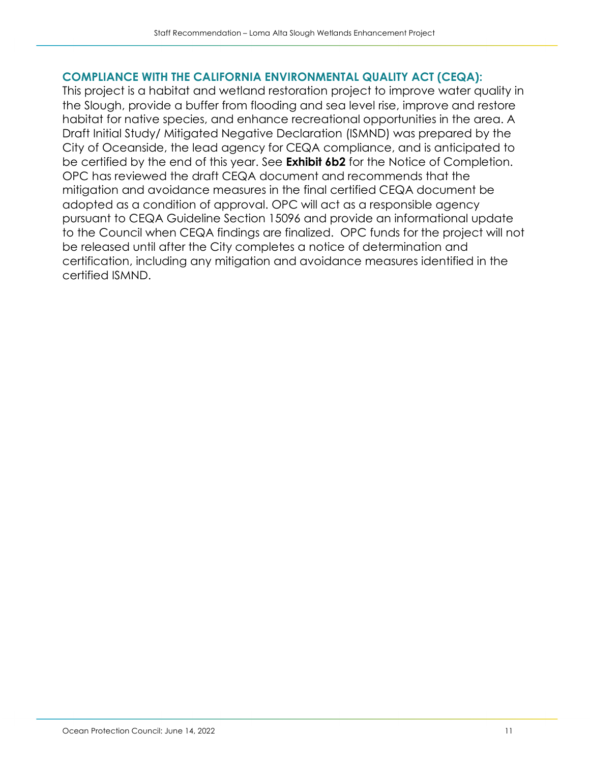## COMPLIANCE WITH THE CALIFORNIA ENVIRONMENTAL QUALITY ACT (CEQA):

This project is a habitat and wetland restoration project to improve water quality in the Slough, provide a buffer from flooding and sea level rise, improve and restore habitat for native species, and enhance recreational opportunities in the area. A Draft Initial Study/ Mitigated Negative Declaration (ISMND) was prepared by the City of Oceanside, the lead agency for CEQA compliance, and is anticipated to be certified by the end of this year. See **Exhibit 6b2** for the Notice of Completion. OPC has reviewed the draft CEQA document and recommends that the mitigation and avoidance measures in the final certified CEQA document be adopted as a condition of approval. OPC will act as a responsible agency pursuant to CEQA Guideline Section 15096 and provide an informational update to the Council when CEQA findings are finalized. OPC funds for the project will not be released until after the City completes a notice of determination and certification, including any mitigation and avoidance measures identified in the certified ISMND.